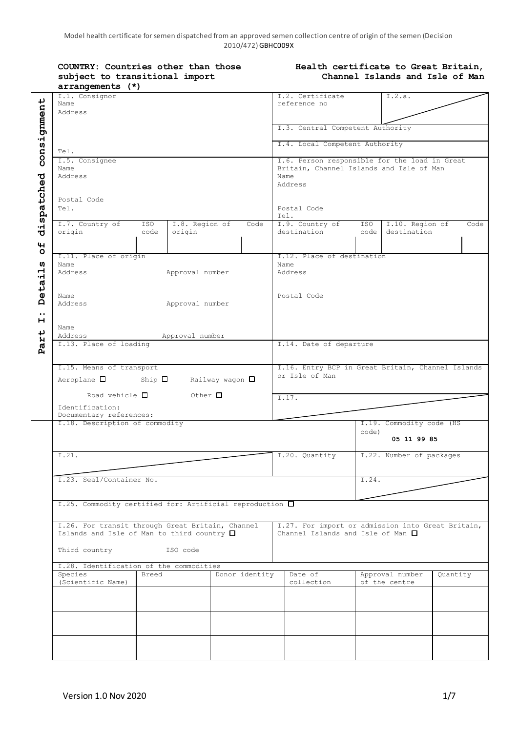Model health certificate for semen dispatched from an approved semen collection centre of origin of the semen (Decision 2010/472) GBHC009X

**COUNTRY: Countries other than those subject to transitional import arrangements (*)**

**Health certificate to Great Britain, Channel Islands and Isle of Man**

**Part I: Details of dispatched consignment**

| | |
|---|---|
| I.1. Consignor<br>Name<br>Address<br><br>Tel. | I.2. Certificate reference no<br>I.2.a.<br><br>I.3. Central Competent Authority<br><br>I.4. Local Competent Authority |
| I.5. Consignee<br>Name<br>Address<br><br>Postal Code<br>Tel. | I.6. Person responsible for the load in Great Britain, Channel Islands and Isle of Man<br>Name<br>Address<br><br>Postal Code<br>Tel. |
| I.7. Country of origin — ISO code<br>I.8. Region of origin — Code | I.9. Country of destination — ISO code<br>I.10. Region of destination — Code |
| I.11. Place of origin<br>Name<br>Address — Approval number<br><br>Name<br>Address — Approval number<br><br>Name<br>Address — Approval number | I.12. Place of destination<br>Name<br>Address<br><br>Postal Code |
| I.13. Place of loading | I.14. Date of departure |
| I.15. Means of transport<br>Aeroplane ☐ Ship ☐ Railway wagon ☐<br>Road vehicle ☐ Other ☐<br>Identification:<br>Documentary references: | I.16. Entry BCP in Great Britain, Channel Islands or Isle of Man<br><br>I.17. |
| I.18. Description of commodity | I.19. Commodity code (HS code)<br>**05 11 99 85** |
| I.21. | I.20. Quantity<br>I.22. Number of packages |
| I.23. Seal/Container No. | I.24. |
| I.25. Commodity certified for: Artificial reproduction ☐ | |
| I.26. For transit through Great Britain, Channel Islands and Isle of Man to third country ☐<br><br>Third country — ISO code | I.27. For import or admission into Great Britain, Channel Islands and Isle of Man ☐ |

I.28. Identification of the commodities

| Species (Scientific Name) | Breed | Donor identity | Date of collection | Approval number of the centre | Quantity |
|---|---|---|---|---|---|
| | | | | | |
| | | | | | |
| | | | | | |

Version 1.0 Nov 2020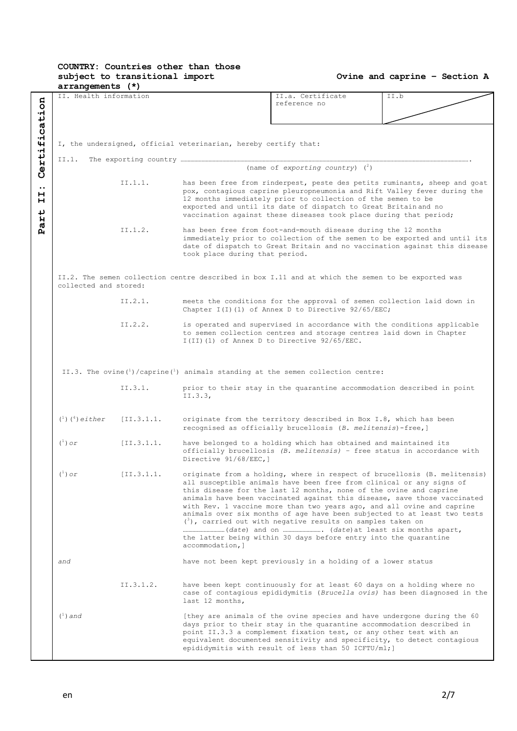**COUNTRY: Countries other than those subject to transitional import arrangements (*)**

**Ovine and caprine – Section A**

**Part II: Certification**

| II. Health information | II.a. Certificate reference no | II.b |
|---|---|---|

I, the undersigned, official veterinarian, hereby certify that:

II.1. The exporting country …………………………………………………………………………………………………………………….
(name of *exporting country*) [2]

II.1.1. has been free from rinderpest, peste des petits ruminants, sheep and goat pox, contagious caprine pleuropneumonia and Rift Valley fever during the 12 months immediately prior to collection of the semen to be exported and until its date of dispatch to Great Britain and no vaccination against these diseases took place during that period;

II.1.2. has been free from foot-and-mouth disease during the 12 months immediately prior to collection of the semen to be exported and until its date of dispatch to Great Britain and no vaccination against this disease took place during that period.

II.2. The semen collection centre described in box I.11 and at which the semen to be exported was collected and stored:

II.2.1. meets the conditions for the approval of semen collection laid down in Chapter I(I)(1) of Annex D to Directive 92/65/EEC;

II.2.2. is operated and supervised in accordance with the conditions applicable to semen collection centres and storage centres laid down in Chapter I(II)(1) of Annex D to Directive 92/65/EEC.

II.3. The ovine[1]/caprine[1] animals standing at the semen collection centre:

II.3.1. prior to their stay in the quarantine accommodation described in point II.3.3,

[1][4]*either* [II.3.1.1. originate from the territory described in Box I.8, which has been recognised as officially brucellosis (*B. melitensis*)-free,]

[1]*or* [II.3.1.1. have belonged to a holding which has obtained and maintained its officially brucellosis *(B. melitensis)* – free status in accordance with Directive 91/68/EEC,]

[1]*or* [II.3.1.1. originate from a holding, where in respect of brucellosis (B. melitensis) all susceptible animals have been free from clinical or any signs of this disease for the last 12 months, none of the ovine and caprine animals have been vaccinated against this disease, save those vaccinated with Rev. 1 vaccine more than two years ago, and all ovine and caprine animals over six months of age have been subjected to at least two tests [3], carried out with negative results on samples taken on …………………………(*date*) and on ………………………. (*date*) at least six months apart, the latter being within 30 days before entry into the quarantine accommodation,]

*and* have not been kept previously in a holding of a lower status

II.3.1.2. have been kept continuously for at least 60 days on a holding where no case of contagious epididymitis (*Brucella ovis)* has been diagnosed in the last 12 months,

[1]*and* [they are animals of the ovine species and have undergone during the 60 days prior to their stay in the quarantine accommodation described in point II.3.3 a complement fixation test, or any other test with an equivalent documented sensitivity and specificity, to detect contagious epididymitis with result of less than 50 ICFTU/ml;]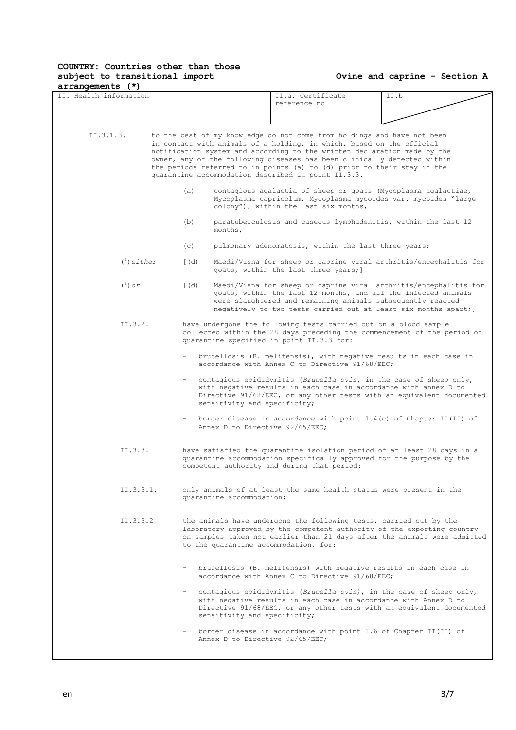**COUNTRY: Countries other than those subject to transitional import arrangements (\*)**

**Ovine and caprine – Section A**

| II. Health information | II.a. Certificate reference no | II.b |
|---|---|---|

II.3.1.3. to the best of my knowledge do not come from holdings and have not been in contact with animals of a holding, in which, based on the official notification system and according to the written declaration made by the owner, any of the following diseases has been clinically detected within the periods referred to in points (a) to (d) prior to their stay in the quarantine accommodation described in point II.3.3.

(a) contagious agalactia of sheep or goats (Mycoplasma agalactiae, Mycoplasma capricolum, Mycoplasma mycoides var. mycoides "large colony"), within the last six months,

(b) paratuberculosis and caseous lymphadenitis, within the last 12 months,

(c) pulmonary adenomatosis, within the last three years;

([1]) *either* [(d) Maedi/Visna for sheep or caprine viral arthritis/encephalitis for goats, within the last three years;]

([1]) *or* [(d) Maedi/Visna for sheep or caprine viral arthritis/encephalitis for goats, within the last 12 months, and all the infected animals were slaughtered and remaining animals subsequently reacted negatively to two tests carried out at least six months apart;]

II.3.2. have undergone the following tests carried out on a blood sample collected within the 28 days preceding the commencement of the period of quarantine specified in point II.3.3 for:

- brucellosis (B. melitensis), with negative results in each case in accordance with Annex C to Directive 91/68/EEC;
- contagious epididymitis (*Brucella ovis,* in the case of sheep only, with negative results in each case in accordance with annex D to Directive 91/68/EEC, or any other tests with an equivalent documented sensitivity and specificity;
- border disease in accordance with point 1.4(c) of Chapter II(II) of Annex D to Directive 92/65/EEC;

II.3.3. have satisfied the quarantine isolation period of at least 28 days in a quarantine accommodation specifically approved for the purpose by the competent authority and during that period:

II.3.3.1. only animals of at least the same health status were present in the quarantine accommodation;

II.3.3.2 the animals have undergone the following tests, carried out by the laboratory approved by the competent authority of the exporting country on samples taken not earlier than 21 days after the animals were admitted to the quarantine accommodation, for:

- brucellosis (B. melitensis) with negative results in each case in accordance with Annex C to Directive 91/68/EEC;
- contagious epididymitis (*Brucella ovis)*, in the case of sheep only, with negative results in each case in accordance with Annex D to Directive 91/68/EEC, or any other tests with an equivalent documented sensitivity and specificity;
- border disease in accordance with point 1.6 of Chapter II(II) of Annex D to Directive 92/65/EEC;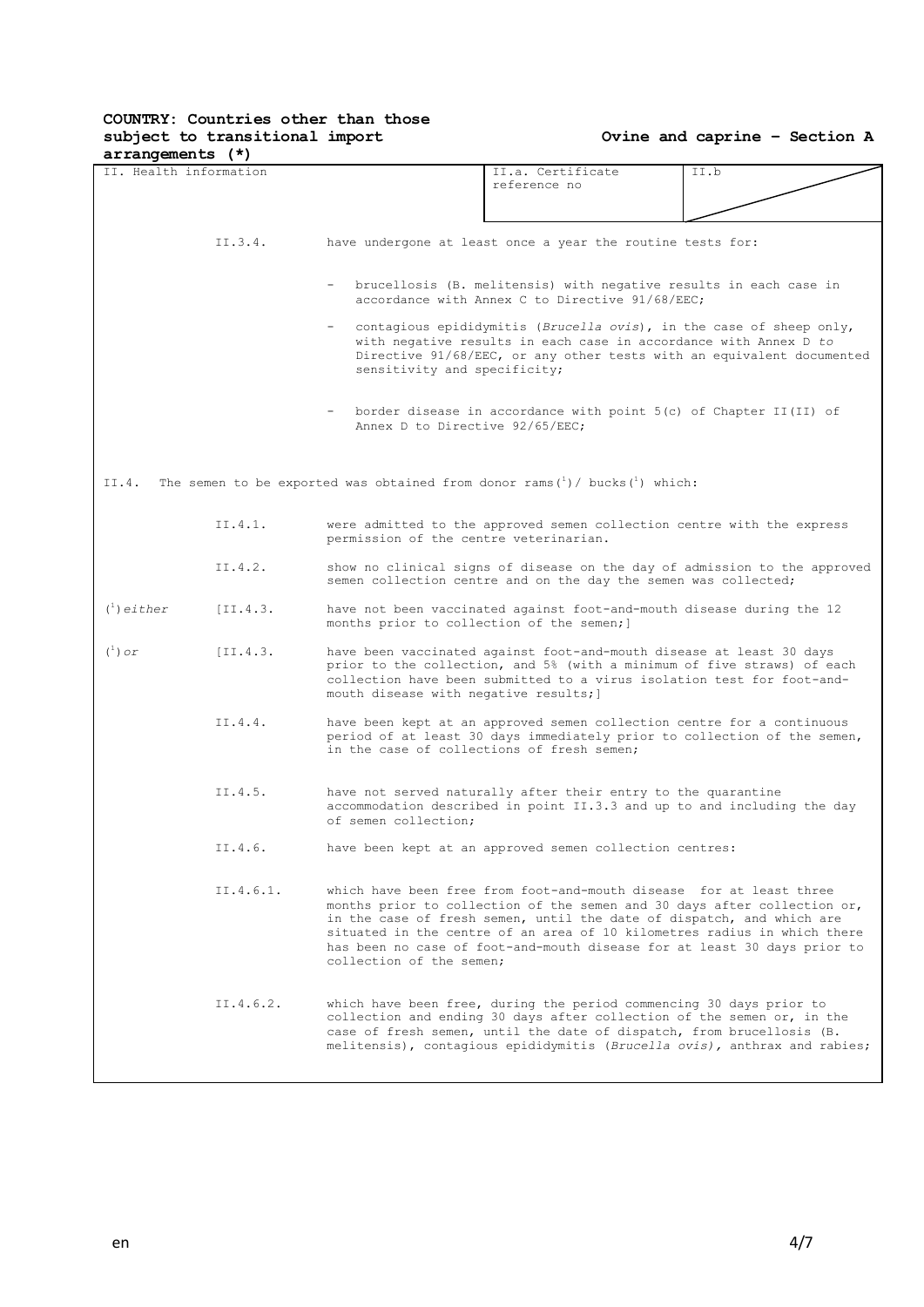**COUNTRY: Countries other than those subject to transitional import arrangements (*)**

**Ovine and caprine – Section A**

| II. Health information | II.a. Certificate reference no | II.b |
|---|---|---|

II.3.4. have undergone at least once a year the routine tests for:

- brucellosis (B. melitensis) with negative results in each case in accordance with Annex C to Directive 91/68/EEC;
- contagious epididymitis (*Brucella ovis*), in the case of sheep only, with negative results in each case in accordance with Annex D *to* Directive 91/68/EEC, or any other tests with an equivalent documented sensitivity and specificity;
- border disease in accordance with point 5(c) of Chapter II(II) of Annex D to Directive 92/65/EEC;

II.4. The semen to be exported was obtained from donor rams(1)/ bucks(1) which:

II.4.1. were admitted to the approved semen collection centre with the express permission of the centre veterinarian.

II.4.2. show no clinical signs of disease on the day of admission to the approved semen collection centre and on the day the semen was collected;

(1) *either* [II.4.3. have not been vaccinated against foot-and-mouth disease during the 12 months prior to collection of the semen;]

(1) *or* [II.4.3. have been vaccinated against foot-and-mouth disease at least 30 days prior to the collection, and 5% (with a minimum of five straws) of each collection have been submitted to a virus isolation test for foot-and-mouth disease with negative results;]

II.4.4. have been kept at an approved semen collection centre for a continuous period of at least 30 days immediately prior to collection of the semen, in the case of collections of fresh semen;

II.4.5. have not served naturally after their entry to the quarantine accommodation described in point II.3.3 and up to and including the day of semen collection;

II.4.6. have been kept at an approved semen collection centres:

II.4.6.1. which have been free from foot-and-mouth disease for at least three months prior to collection of the semen and 30 days after collection or, in the case of fresh semen, until the date of dispatch, and which are situated in the centre of an area of 10 kilometres radius in which there has been no case of foot-and-mouth disease for at least 30 days prior to collection of the semen;

II.4.6.2. which have been free, during the period commencing 30 days prior to collection and ending 30 days after collection of the semen or, in the case of fresh semen, until the date of dispatch, from brucellosis (B. melitensis), contagious epididymitis (*Brucella ovis)*, anthrax and rabies;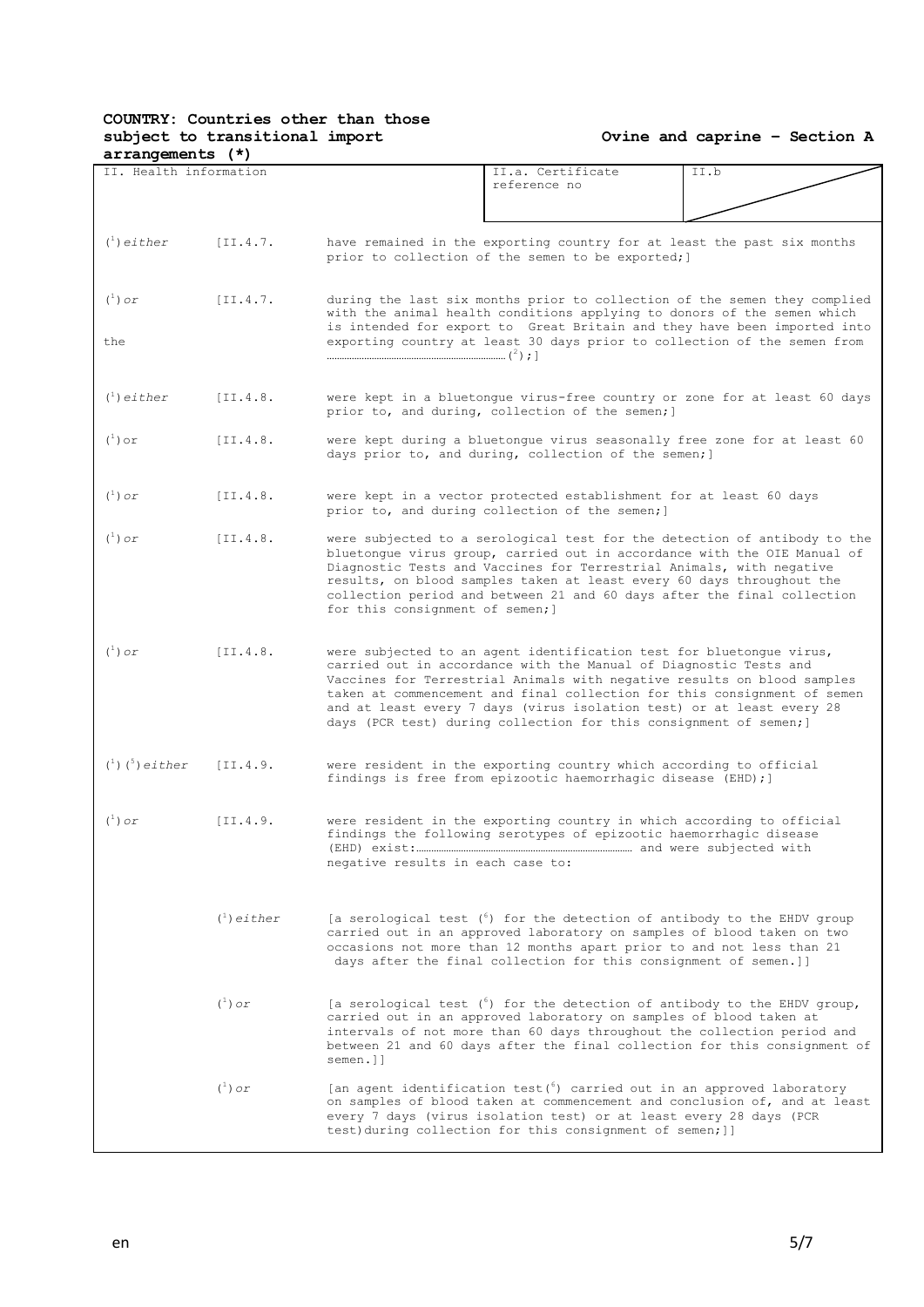**COUNTRY: Countries other than those subject to transitional import arrangements (*)**

**Ovine and caprine – Section A**

| II. Health information | II.a. Certificate reference no | II.b |
|---|---|---|

([1]) *either* [II.4.7. have remained in the exporting country for at least the past six months prior to collection of the semen to be exported;]

([1]) *or* [II.4.7. during the last six months prior to collection of the semen they complied with the animal health conditions applying to donors of the semen which is intended for export to Great Britain and they have been imported into the exporting country at least 30 days prior to collection of the semen from ……………………………………………………([2]);]

([1]) *either* [II.4.8. were kept in a bluetongue virus-free country or zone for at least 60 days prior to, and during, collection of the semen;]

([1]) or [II.4.8. were kept during a bluetongue virus seasonally free zone for at least 60 days prior to, and during, collection of the semen;]

([1]) *or* [II.4.8. were kept in a vector protected establishment for at least 60 days prior to, and during collection of the semen;]

([1]) *or* [II.4.8. were subjected to a serological test for the detection of antibody to the bluetongue virus group, carried out in accordance with the OIE Manual of Diagnostic Tests and Vaccines for Terrestrial Animals, with negative results, on blood samples taken at least every 60 days throughout the collection period and between 21 and 60 days after the final collection for this consignment of semen;]

([1]) *or* [II.4.8. were subjected to an agent identification test for bluetongue virus, carried out in accordance with the Manual of Diagnostic Tests and Vaccines for Terrestrial Animals with negative results on blood samples taken at commencement and final collection for this consignment of semen and at least every 7 days (virus isolation test) or at least every 28 days (PCR test) during collection for this consignment of semen;]

([1]) ([5]) *either* [II.4.9. were resident in the exporting country which according to official findings is free from epizootic haemorrhagic disease (EHD);]

([1]) *or* [II.4.9. were resident in the exporting country in which according to official findings the following serotypes of epizootic haemorrhagic disease (EHD) exist:…………………………………………………… and were subjected with negative results in each case to:

([1]) *either* [a serological test ([6]) for the detection of antibody to the EHDV group carried out in an approved laboratory on samples of blood taken on two occasions not more than 12 months apart prior to and not less than 21 days after the final collection for this consignment of semen.]]

([1]) *or* [a serological test ([6]) for the detection of antibody to the EHDV group, carried out in an approved laboratory on samples of blood taken at intervals of not more than 60 days throughout the collection period and between 21 and 60 days after the final collection for this consignment of semen.]]

([1]) *or* [an agent identification test ([6]) carried out in an approved laboratory on samples of blood taken at commencement and conclusion of, and at least every 7 days (virus isolation test) or at least every 28 days (PCR test) during collection for this consignment of semen;]]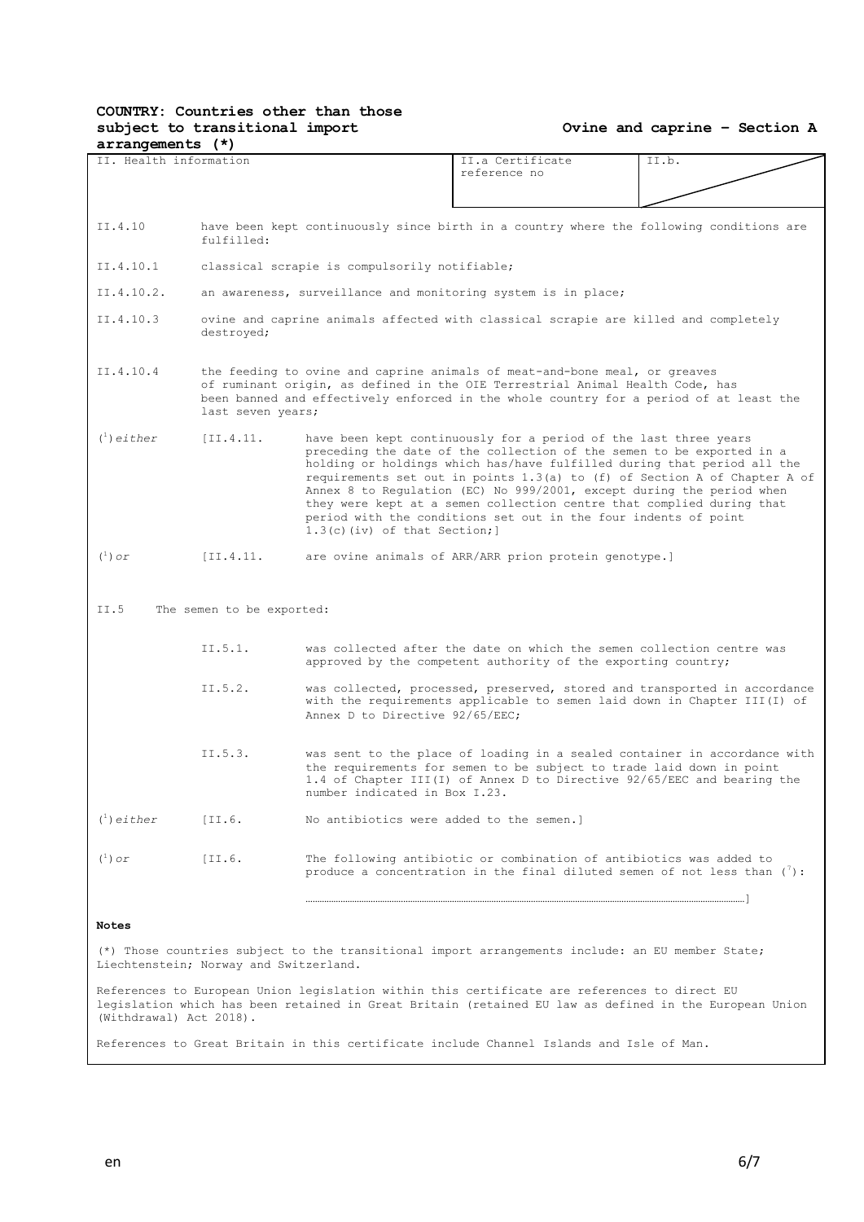**COUNTRY: Countries other than those subject to transitional import arrangements (*)**

**Ovine and caprine – Section A**

| II. Health information | II.a Certificate reference no | II.b. |
|---|---|---|

II.4.10 have been kept continuously since birth in a country where the following conditions are fulfilled:

II.4.10.1 classical scrapie is compulsorily notifiable;

II.4.10.2. an awareness, surveillance and monitoring system is in place;

II.4.10.3 ovine and caprine animals affected with classical scrapie are killed and completely destroyed;

II.4.10.4 the feeding to ovine and caprine animals of meat-and-bone meal, or greaves of ruminant origin, as defined in the OIE Terrestrial Animal Health Code, has been banned and effectively enforced in the whole country for a period of at least the last seven years;

(1) *either* [II.4.11. have been kept continuously for a period of the last three years preceding the date of the collection of the semen to be exported in a holding or holdings which has/have fulfilled during that period all the requirements set out in points 1.3(a) to (f) of Section A of Chapter A of Annex 8 to Regulation (EC) No 999/2001, except during the period when they were kept at a semen collection centre that complied during that period with the conditions set out in the four indents of point 1.3(c)(iv) of that Section;]

(1) *or* [II.4.11. are ovine animals of ARR/ARR prion protein genotype.]

II.5 The semen to be exported:

II.5.1. was collected after the date on which the semen collection centre was approved by the competent authority of the exporting country;

II.5.2. was collected, processed, preserved, stored and transported in accordance with the requirements applicable to semen laid down in Chapter III(I) of Annex D to Directive 92/65/EEC;

II.5.3. was sent to the place of loading in a sealed container in accordance with the requirements for semen to be subject to trade laid down in point 1.4 of Chapter III(I) of Annex D to Directive 92/65/EEC and bearing the number indicated in Box I.23.

(1) *either* [II.6. No antibiotics were added to the semen.]

(1) *or* [II.6. The following antibiotic or combination of antibiotics was added to produce a concentration in the final diluted semen of not less than (7):

……………………………………………………………………………………………………]

**Notes**

(*) Those countries subject to the transitional import arrangements include: an EU member State; Liechtenstein; Norway and Switzerland.

References to European Union legislation within this certificate are references to direct EU legislation which has been retained in Great Britain (retained EU law as defined in the European Union (Withdrawal) Act 2018).

References to Great Britain in this certificate include Channel Islands and Isle of Man.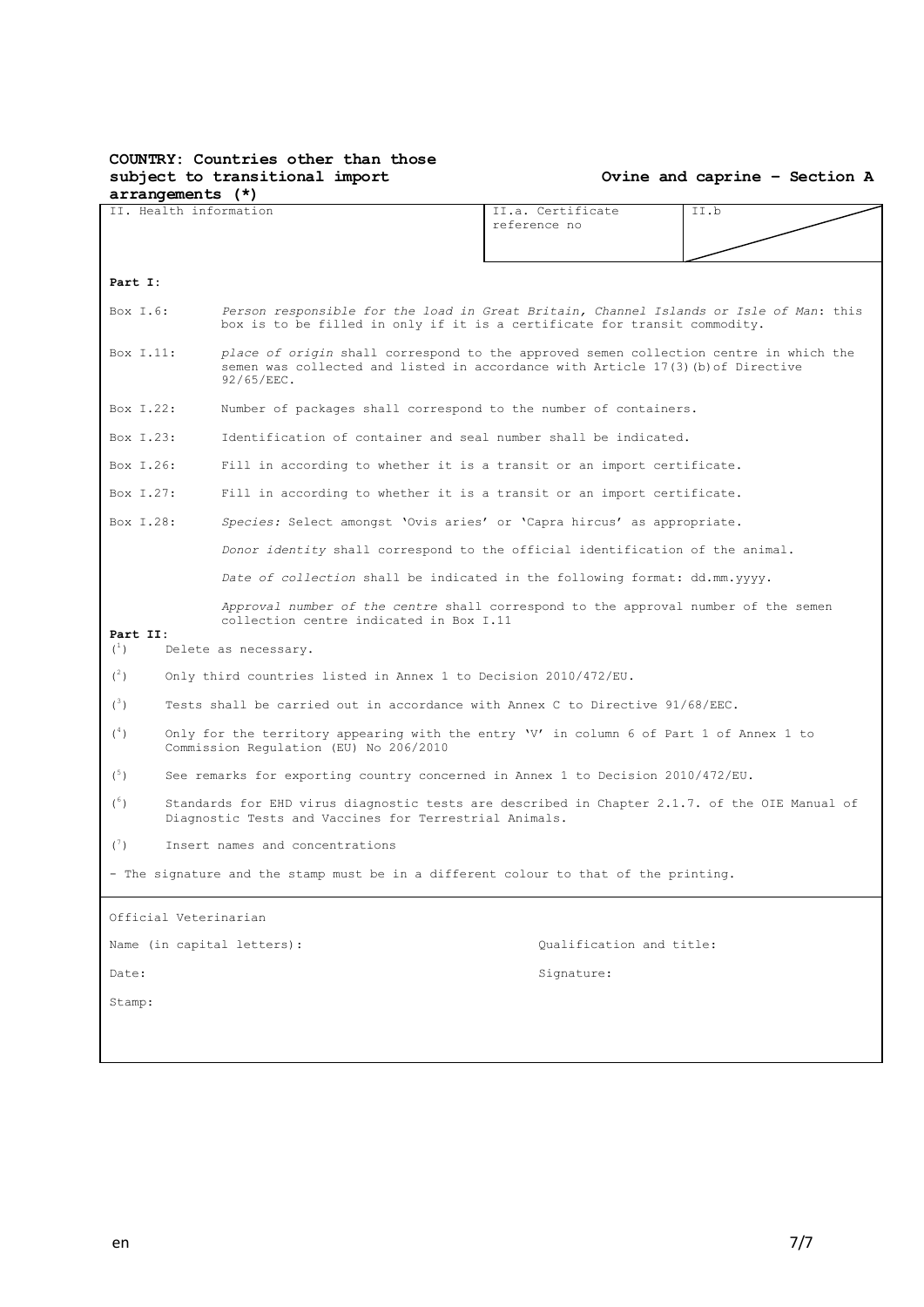**COUNTRY: Countries other than those subject to transitional import arrangements (*)**

**Ovine and caprine – Section A**

| II. Health information | II.a. Certificate reference no | II.b |
|---|---|---|

**Part I:**

Box I.6: *Person responsible for the load in Great Britain, Channel Islands or Isle of Man*: this box is to be filled in only if it is a certificate for transit commodity.

Box I.11: *place of origin* shall correspond to the approved semen collection centre in which the semen was collected and listed in accordance with Article 17(3)(b)of Directive 92/65/EEC.

Box I.22: Number of packages shall correspond to the number of containers.

Box I.23: Identification of container and seal number shall be indicated.

Box I.26: Fill in according to whether it is a transit or an import certificate.

Box I.27: Fill in according to whether it is a transit or an import certificate.

Box I.28: *Species:* Select amongst 'Ovis aries' or 'Capra hircus' as appropriate.

*Donor identity* shall correspond to the official identification of the animal.

*Date of collection* shall be indicated in the following format: dd.mm.yyyy.

*Approval number of the centre* shall correspond to the approval number of the semen collection centre indicated in Box I.11

**Part II:**

(1) Delete as necessary.

(2) Only third countries listed in Annex 1 to Decision 2010/472/EU.

(3) Tests shall be carried out in accordance with Annex C to Directive 91/68/EEC.

(4) Only for the territory appearing with the entry 'V' in column 6 of Part 1 of Annex 1 to Commission Regulation (EU) No 206/2010

(5) See remarks for exporting country concerned in Annex 1 to Decision 2010/472/EU.

(6) Standards for EHD virus diagnostic tests are described in Chapter 2.1.7. of the OIE Manual of Diagnostic Tests and Vaccines for Terrestrial Animals.

(7) Insert names and concentrations

- The signature and the stamp must be in a different colour to that of the printing.

Official Veterinarian

Name (in capital letters): Qualification and title:

Date: Signature:

Stamp: